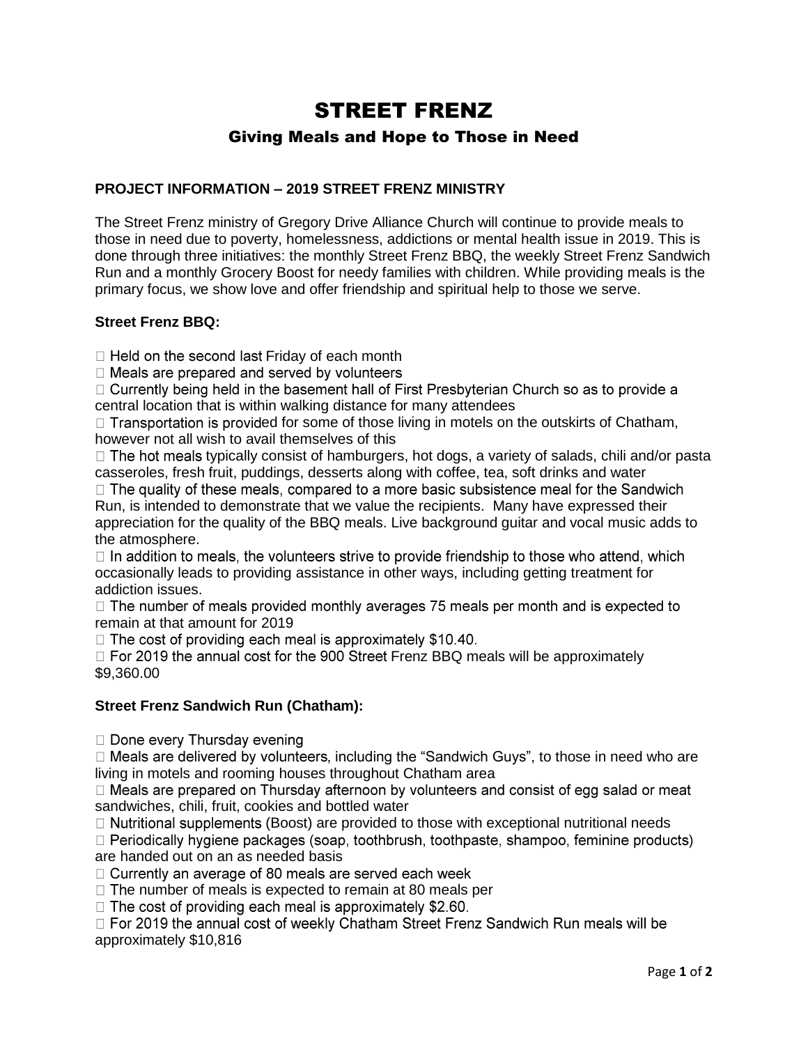# STREET FRENZ

## Giving Meals and Hope to Those in Need

### PROJECT INFORMATION – 2019 STREET FRENZ MINISTRY

The Street Frenz ministry of Gregory Drive Alliance Church will continue to provide meals to those in need due to poverty, homelessness, addictions or mental health issue in 2019. This is done through three initiatives: the monthly Street Frenz BBQ, the weekly Street Frenz Sandwich Run and a monthly Grocery Boost for needy families with children. While providing meals is the primary focus, we show love and offer friendship and spiritual help to those we serve.

### Street Frenz BBQ:

- Held on the second last Friday of each month
- Meals are prepared and served by volunteers
- Currently being held in the basement hall of First Presbyterian Church so as to provide a central location that is within walking distance for many attendees
- Transportation is provided for some of those living in motels on the outskirts of Chatham, however not all wish to avail themselves of this
- The hot meals typically consist of hamburgers, hot dogs, a variety of salads, chili and/or pasta casseroles, fresh fruit, puddings, desserts along with coffee, tea, soft drinks and water
- The quality of these meals, compared to a more basic subsistence meal for the Sandwich Run, is intended to demonstrate that we value the recipients. Many have expressed their appreciation for the quality of the BBQ meals. Live background guitar and vocal music adds to the atmosphere.
- In addition to meals, the volunteers strive to provide friendship to those who attend, which occasionally leads to providing assistance in other ways, including getting treatment for addiction issues.
- The number of meals provided monthly averages 75 meals per month and is expected to remain at that amount for 2019
- The cost of providing each meal is approximately $10.40.
- For 2019 the annual cost for the 900 Street Frenz BBQ meals will be approximately $9,360.00

### Street Frenz Sandwich Run (Chatham):

- Done every Thursday evening
- Meals are delivered by volunteers, including the "Sandwich Guys", to those in need who are living in motels and rooming houses throughout Chatham area
- Meals are prepared on Thursday afternoon by volunteers and consist of egg salad or meat sandwiches, chili, fruit, cookies and bottled water
- Nutritional supplements (Boost) are provided to those with exceptional nutritional needs
- Periodically hygiene packages (soap, toothbrush, toothpaste, shampoo, feminine products) are handed out on an as needed basis
- Currently an average of 80 meals are served each week
- The number of meals is expected to remain at 80 meals per
- The cost of providing each meal is approximately $2.60.
- For 2019 the annual cost of weekly Chatham Street Frenz Sandwich Run meals will be approximately $10,816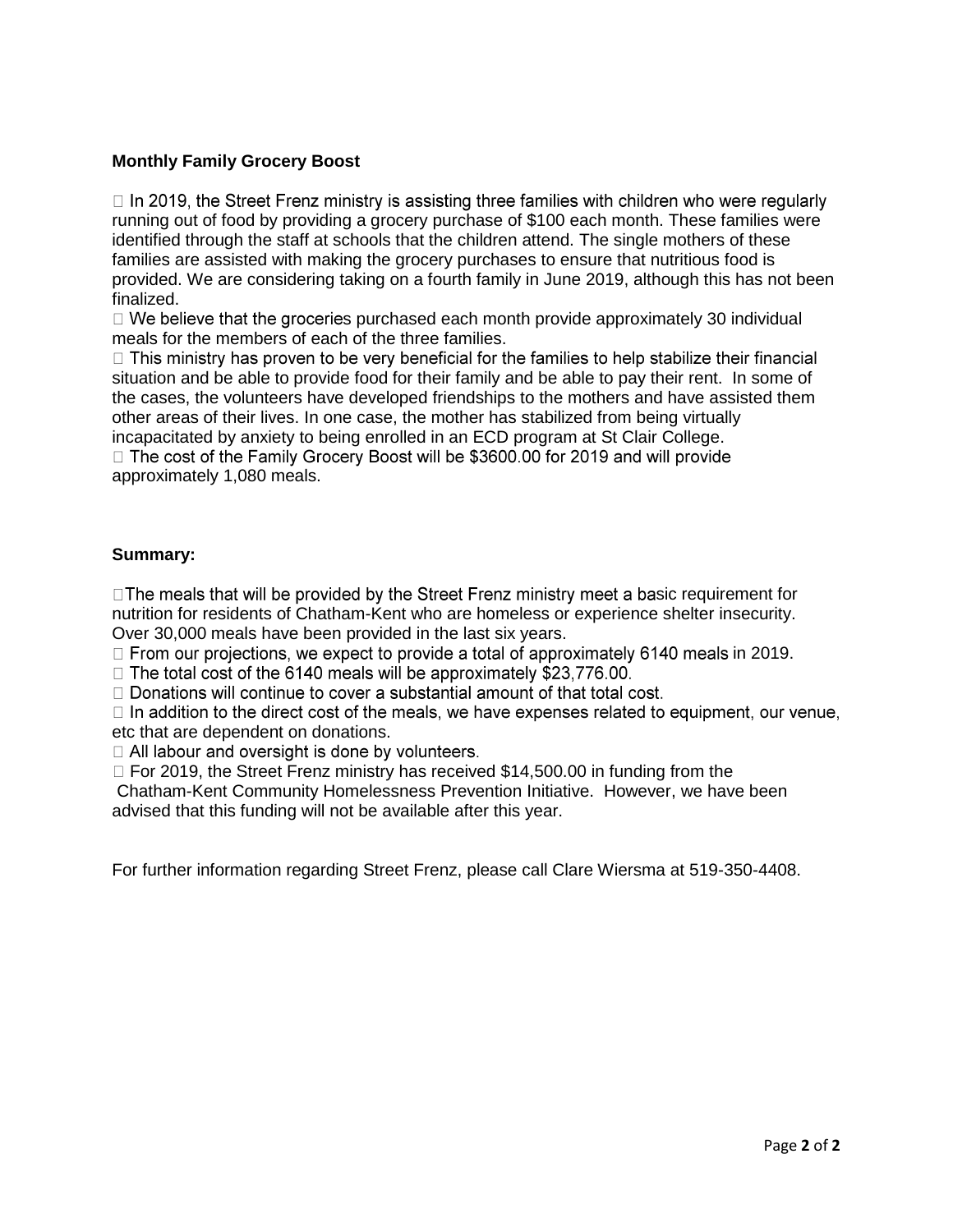**Monthly Family Grocery Boost**

- In 2019, the Street Frenz ministry is assisting three families with children who were regularly running out of food by providing a grocery purchase of $100 each month. These families were identified through the staff at schools that the children attend. The single mothers of these families are assisted with making the grocery purchases to ensure that nutritious food is provided. We are considering taking on a fourth family in June 2019, although this has not been finalized.
- We believe that the groceries purchased each month provide approximately 30 individual meals for the members of each of the three families.
- This ministry has proven to be very beneficial for the families to help stabilize their financial situation and be able to provide food for their family and be able to pay their rent. In some of the cases, the volunteers have developed friendships to the mothers and have assisted them other areas of their lives. In one case, the mother has stabilized from being virtually incapacitated by anxiety to being enrolled in an ECD program at St Clair College.
- The cost of the Family Grocery Boost will be $3600.00 for 2019 and will provide approximately 1,080 meals.

**Summary:**

- The meals that will be provided by the Street Frenz ministry meet a basic requirement for nutrition for residents of Chatham-Kent who are homeless or experience shelter insecurity. Over 30,000 meals have been provided in the last six years.
- From our projections, we expect to provide a total of approximately 6140 meals in 2019.
- The total cost of the 6140 meals will be approximately $23,776.00.
- Donations will continue to cover a substantial amount of that total cost.
- In addition to the direct cost of the meals, we have expenses related to equipment, our venue, etc that are dependent on donations.
- All labour and oversight is done by volunteers.
- For 2019, the Street Frenz ministry has received $14,500.00 in funding from the Chatham-Kent Community Homelessness Prevention Initiative. However, we have been advised that this funding will not be available after this year.

For further information regarding Street Frenz, please call Clare Wiersma at 519-350-4408.